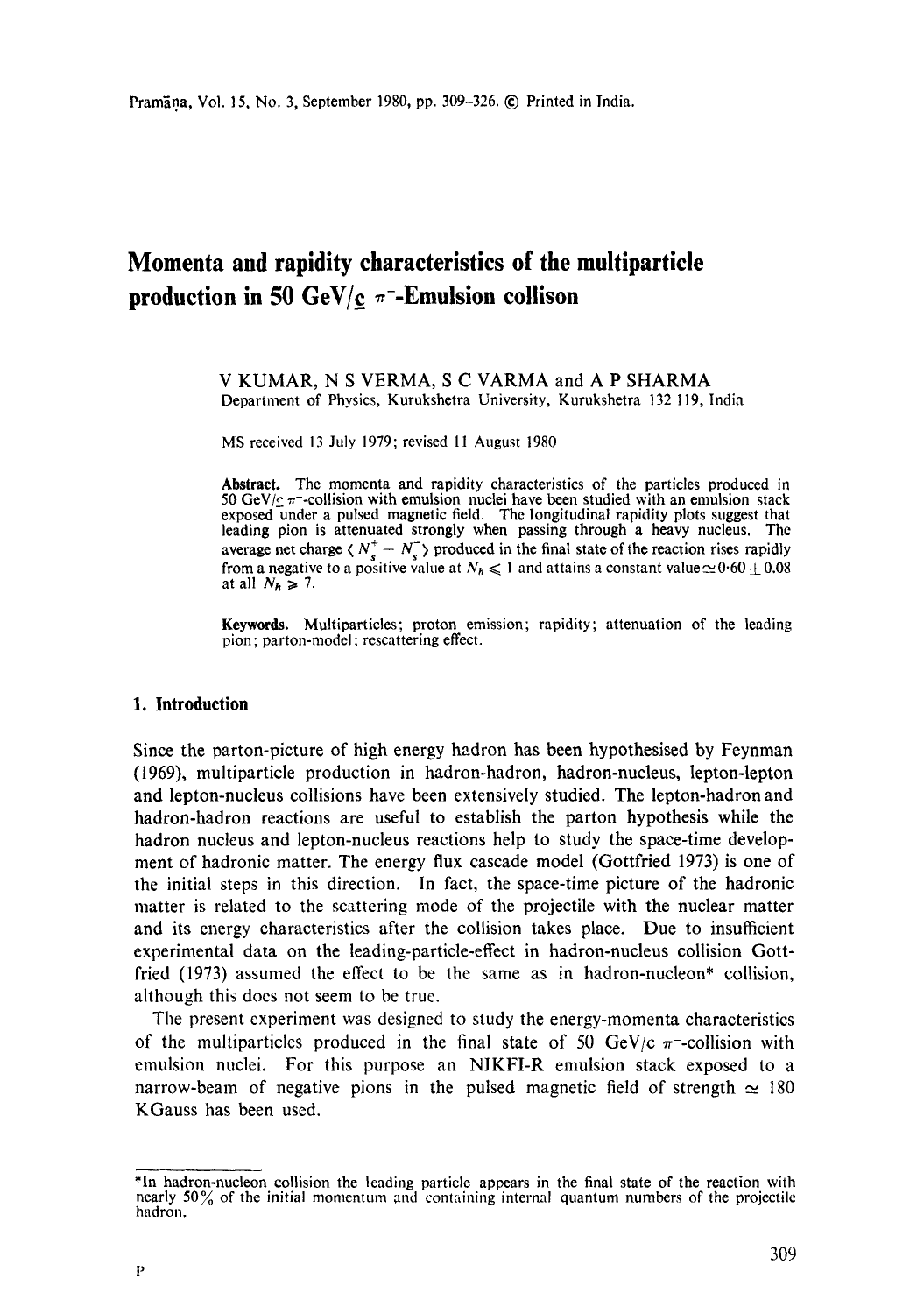# Momenta and rapidity characteristics of the multiparticle production in 50 GeV/c $\pi^-$-Emulsion collison

V KUMAR, N S VERMA, S C VARMA and A P SHARMA
Department of Physics, Kurukshetra University, Kurukshetra 132 119, India

MS received 13 July 1979; revised 11 August 1980

**Abstract.** The momenta and rapidity characteristics of the particles produced in 50 GeV/c $\pi^-$-collision with emulsion nuclei have been studied with an emulsion stack exposed under a pulsed magnetic field. The longitudinal rapidity plots suggest that leading pion is attenuated strongly when passing through a heavy nucleus. The average net charge $\langle N_s^+ - N_s^- \rangle$ produced in the final state of the reaction rises rapidly from a negative to a positive value at $N_h \leqslant 1$ and attains a constant value $\simeq 0{\cdot}60 \pm 0.08$ at all $N_h \geqslant 7$.

**Keywords.** Multiparticles; proton emission; rapidity; attenuation of the leading pion; parton-model; rescattering effect.

## 1. Introduction

Since the parton-picture of high energy hadron has been hypothesised by Feynman (1969), multiparticle production in hadron-hadron, hadron-nucleus, lepton-lepton and lepton-nucleus collisions have been extensively studied. The lepton-hadron and hadron-hadron reactions are useful to establish the parton hypothesis while the hadron nucleus and lepton-nucleus reactions help to study the space-time development of hadronic matter. The energy flux cascade model (Gottfried 1973) is one of the initial steps in this direction. In fact, the space-time picture of the hadronic matter is related to the scattering mode of the projectile with the nuclear matter and its energy characteristics after the collision takes place. Due to insufficient experimental data on the leading-particle-effect in hadron-nucleus collision Gottfried (1973) assumed the effect to be the same as in hadron-nucleon* collision, although this does not seem to be true.

The present experiment was designed to study the energy-momenta characteristics of the multiparticles produced in the final state of 50 GeV/c $\pi^-$-collision with emulsion nuclei. For this purpose an NIKFI-R emulsion stack exposed to a narrow-beam of negative pions in the pulsed magnetic field of strength $\simeq$ 180 KGauss has been used.

*In hadron-nucleon collision the leading particle appears in the final state of the reaction with nearly 50% of the initial momentum and containing internal quantum numbers of the projectile hadron.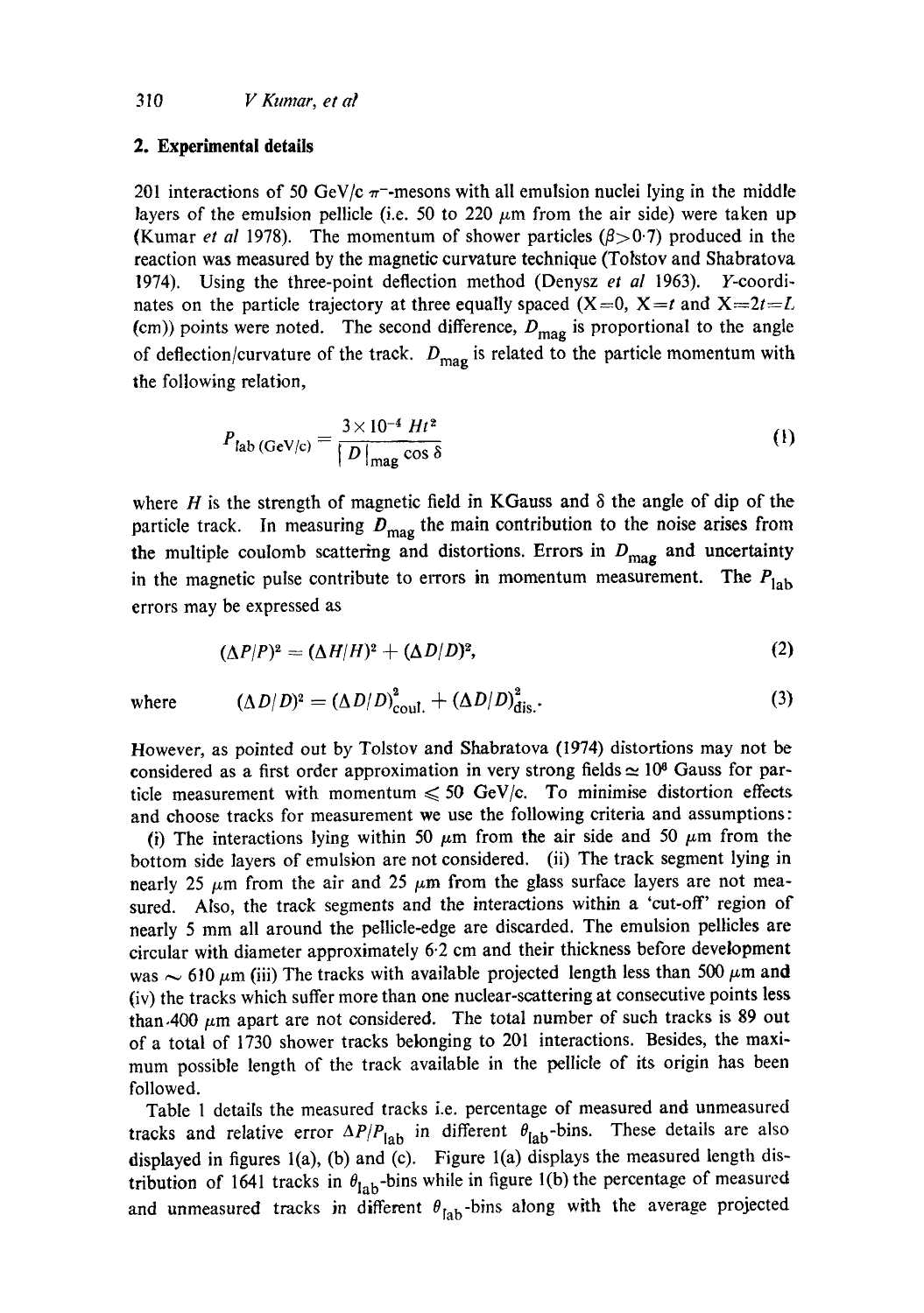## 2. Experimental details

201 interactions of 50 GeV/c $\pi^-$-mesons with all emulsion nuclei lying in the middle layers of the emulsion pellicle (i.e. 50 to 220 $\mu$m from the air side) were taken up (Kumar *et al* 1978). The momentum of shower particles ($\beta > 0{\cdot}7$) produced in the reaction was measured by the magnetic curvature technique (Tolstov and Shabratova 1974). Using the three-point deflection method (Denysz *et al* 1963). Y-coordinates on the particle trajectory at three equally spaced (X=0, X=$t$ and X=$2t$=$L$ (cm)) points were noted. The second difference, $D_{mag}$ is proportional to the angle of deflection/curvature of the track. $D_{mag}$ is related to the particle momentum with the following relation,

$$P_{\text{lab (GeV/c)}} = \frac{3\times 10^{-4}\, Ht^2}{|D|_{mag} \cos \delta} \tag{1}$$

where $H$ is the strength of magnetic field in KGauss and $\delta$ the angle of dip of the particle track. In measuring $D_{mag}$ the main contribution to the noise arises from the multiple coulomb scattering and distortions. Errors in $D_{mag}$ and uncertainty in the magnetic pulse contribute to errors in momentum measurement. The $P_{lab}$ errors may be expressed as

$$(\Delta P/P)^2 = (\Delta H/H)^2 + (\Delta D/D)^2, \tag{2}$$

where

$$(\Delta D/D)^2 = (\Delta D/D)^2_{coul.} + (\Delta D/D)^2_{dis.}. \tag{3}$$

However, as pointed out by Tolstov and Shabratova (1974) distortions may not be considered as a first order approximation in very strong fields $\simeq 10^6$ Gauss for particle measurement with momentum $\leqslant 50$ GeV/c. To minimise distortion effects and choose tracks for measurement we use the following criteria and assumptions:

(i) The interactions lying within 50 $\mu$m from the air side and 50 $\mu$m from the bottom side layers of emulsion are not considered. (ii) The track segment lying in nearly 25 $\mu$m from the air and 25 $\mu$m from the glass surface layers are not measured. Also, the track segments and the interactions within a 'cut-off' region of nearly 5 mm all around the pellicle-edge are discarded. The emulsion pellicles are circular with diameter approximately 6·2 cm and their thickness before development was $\sim 610$ $\mu$m (iii) The tracks with available projected length less than 500 $\mu$m and (iv) the tracks which suffer more than one nuclear-scattering at consecutive points less than 400 $\mu$m apart are not considered. The total number of such tracks is 89 out of a total of 1730 shower tracks belonging to 201 interactions. Besides, the maximum possible length of the track available in the pellicle of its origin has been followed.

Table 1 details the measured tracks i.e. percentage of measured and unmeasured tracks and relative error $\Delta P/P_{lab}$ in different $\theta_{lab}$-bins. These details are also displayed in figures 1(a), (b) and (c). Figure 1(a) displays the measured length distribution of 1641 tracks in $\theta_{lab}$-bins while in figure 1(b) the percentage of measured and unmeasured tracks in different $\theta_{lab}$-bins along with the average projected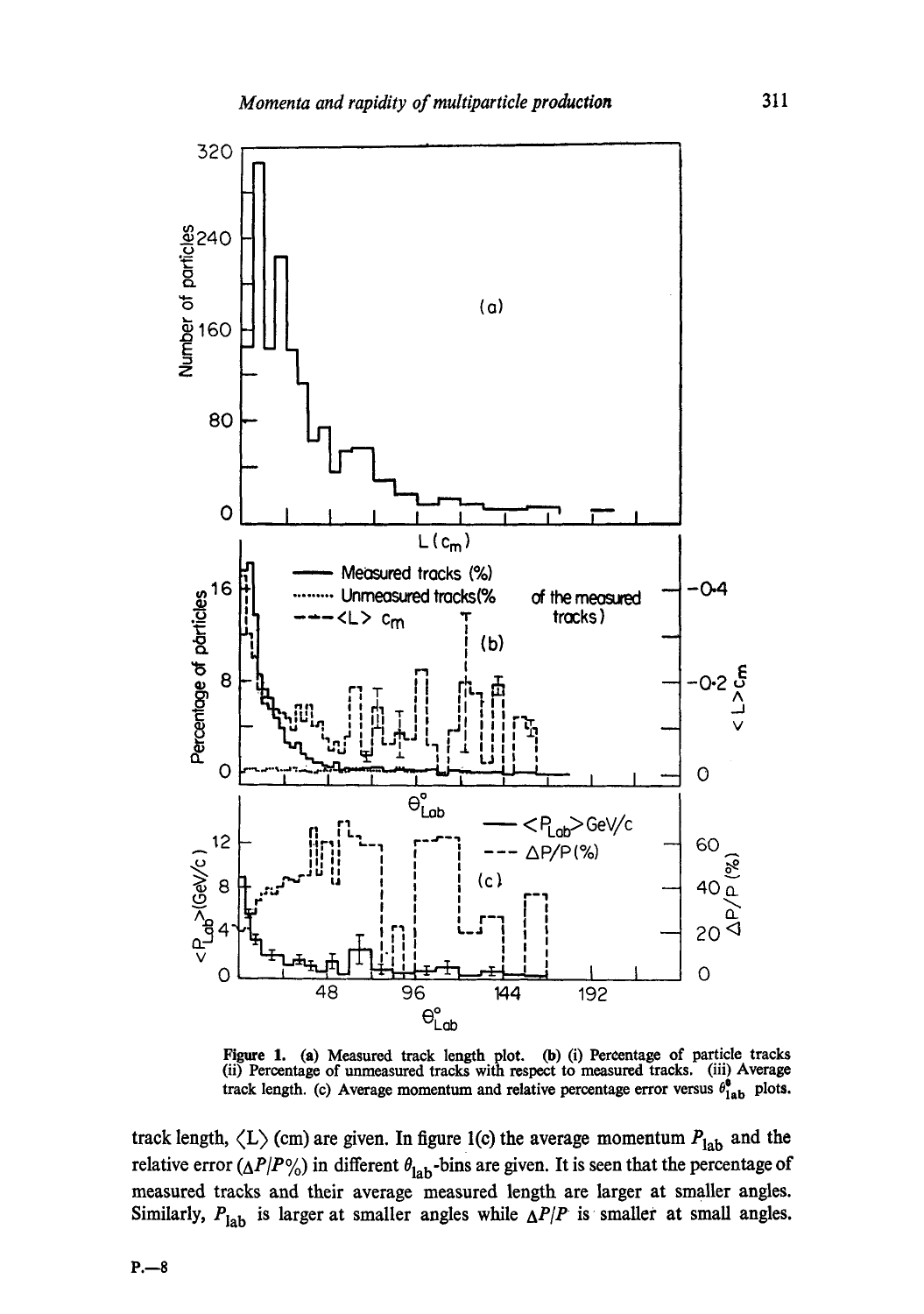**Figure 1.** (a) Measured track length plot. (b) (i) Percentage of particle tracks (ii) Percentage of unmeasured tracks with respect to measured tracks. (iii) Average track length. (c) Average momentum and relative percentage error versus $\theta^\circ_{\mathrm{lab}}$ plots.

track length, $\langle L \rangle$ (cm) are given. In figure 1(c) the average momentum $P_{\mathrm{lab}}$ and the relative error ($\Delta P/P\%$) in different $\theta_{\mathrm{lab}}$-bins are given. It is seen that the percentage of measured tracks and their average measured length are larger at smaller angles. Similarly, $P_{\mathrm{lab}}$ is larger at smaller angles while $\Delta P/P$ is smaller at small angles.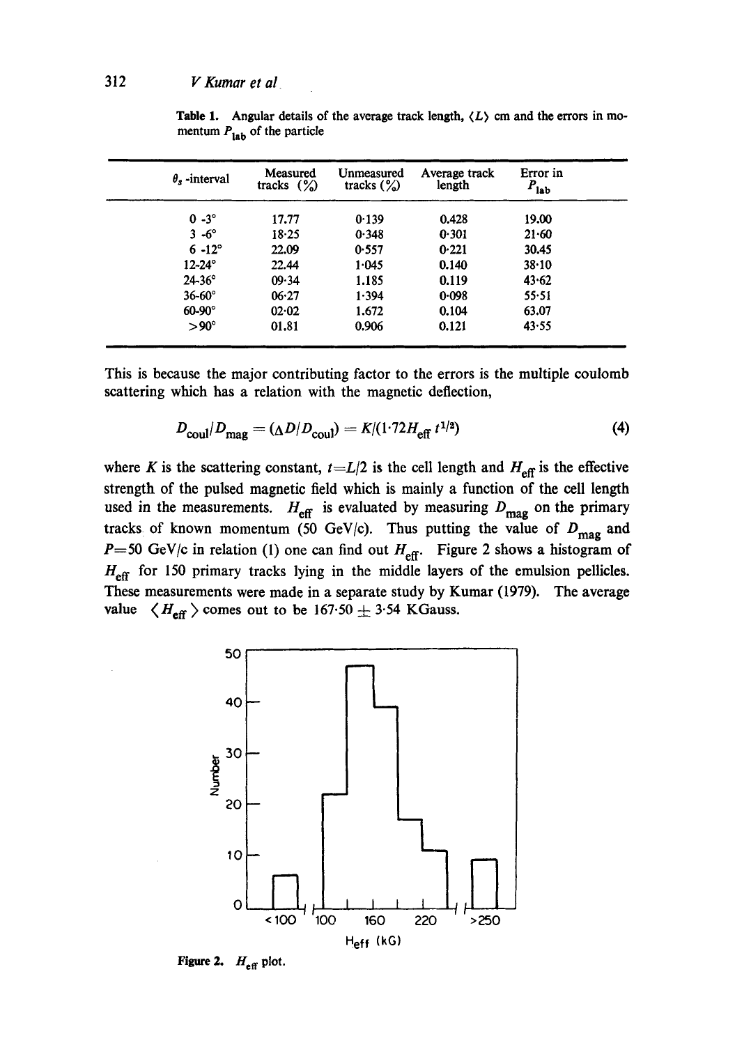**Table 1.** Angular details of the average track length, $\langle L \rangle$ cm and the errors in momentum $P_{lab}$ of the particle

| $\theta_s$-interval | Measured tracks (%) | Unmeasured tracks (%) | Average track length | Error in $P_{lab}$ |
|---|---|---|---|---|
| 0 -3° | 17.77 | 0·139 | 0.428 | 19.00 |
| 3 -6° | 18·25 | 0·348 | 0·301 | 21·60 |
| 6 -12° | 22.09 | 0·557 | 0·221 | 30.45 |
| 12-24° | 22.44 | 1·045 | 0.140 | 38·10 |
| 24-36° | 09·34 | 1.185 | 0.119 | 43·62 |
| 36-60° | 06·27 | 1·394 | 0·098 | 55·51 |
| 60-90° | 02·02 | 1.672 | 0.104 | 63.07 |
| >90° | 01.81 | 0.906 | 0.121 | 43·55 |

This is because the major contributing factor to the errors is the multiple coulomb scattering which has a relation with the magnetic deflection,

$$D_{coul}/D_{mag} = (\Delta D/D_{coul}) = K/(1{\cdot}72 H_{eff}\, t^{1/2}) \tag{4}$$

where $K$ is the scattering constant, $t{=}L/2$ is the cell length and $H_{eff}$ is the effective strength of the pulsed magnetic field which is mainly a function of the cell length used in the measurements. $H_{eff}$ is evaluated by measuring $D_{mag}$ on the primary tracks of known momentum (50 GeV/c). Thus putting the value of $D_{mag}$ and $P{=}50$ GeV/c in relation (1) one can find out $H_{eff}$. Figure 2 shows a histogram of $H_{eff}$ for 150 primary tracks lying in the middle layers of the emulsion pellicles. These measurements were made in a separate study by Kumar (1979). The average value $\langle H_{eff} \rangle$ comes out to be $167{\cdot}50 \pm 3{\cdot}54$ KGauss.

**Figure 2.** $H_{eff}$ plot.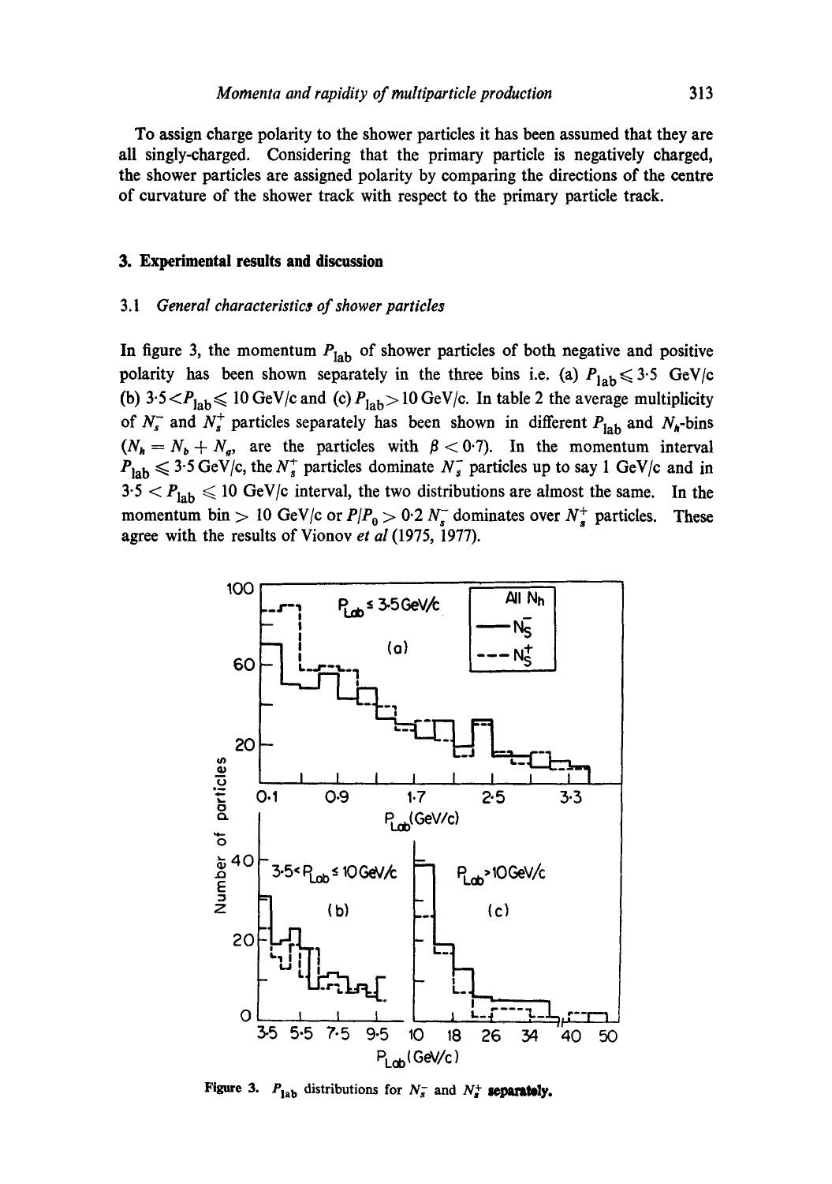To assign charge polarity to the shower particles it has been assumed that they are all singly-charged. Considering that the primary particle is negatively charged, the shower particles are assigned polarity by comparing the directions of the centre of curvature of the shower track with respect to the primary particle track.

## 3. Experimental results and discussion

### 3.1 *General characteristics of shower particles*

In figure 3, the momentum $P_{\text{lab}}$ of shower particles of both negative and positive polarity has been shown separately in the three bins i.e. (a) $P_{\text{lab}} \leqslant 3{\cdot}5$ GeV/c (b) $3{\cdot}5 < P_{\text{lab}} \leqslant 10$ GeV/c and (c) $P_{\text{lab}} > 10$ GeV/c. In table 2 the average multiplicity of $N_s^-$ and $N_s^+$ particles separately has been shown in different $P_{\text{lab}}$ and $N_h$-bins ($N_h = N_b + N_g$, are the particles with $\beta < 0{\cdot}7$). In the momentum interval $P_{\text{lab}} \leqslant 3{\cdot}5$ GeV/c, the $N_s^+$ particles dominate $N_s^-$ particles up to say 1 GeV/c and in $3{\cdot}5 < P_{\text{lab}} \leqslant 10$ GeV/c interval, the two distributions are almost the same. In the momentum bin $> 10$ GeV/c or $P/P_0 > 0{\cdot}2$ $N_s^-$ dominates over $N_s^+$ particles. These agree with the results of Vionov *et al* (1975, 1977).

**Figure 3.** $P_{\text{lab}}$ distributions for $N_s^-$ and $N_s^+$ **separately.**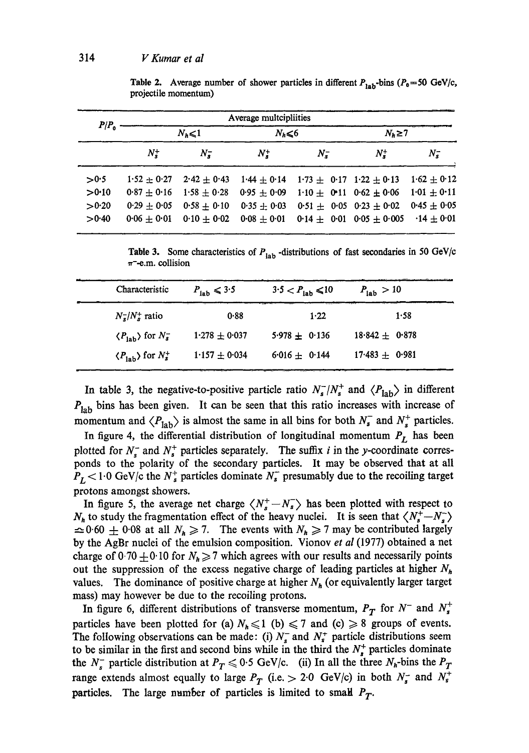**Table 2.** Average number of shower particles in different $P_{\text{lab}}$-bins ($P_0 = 50$ GeV/c, projectile momentum)

| $P/P_0$ | Average multcipliities | | | | | |
|---|---|---|---|---|---|---|
| | $N_h \leqslant 1$ | | $N_h \leqslant 6$ | | $N_h \geqslant 7$ | |
| | $N_s^+$ | $N_s^-$ | $N_s^+$ | $N_s^-$ | $N_s^+$ | $N_s^-$ |
| >0·5 | 1·52 ± 0·27 | 2·42 ± 0·43 | 1·44 ± 0·14 | 1·73 ± 0·17 | 1·22 ± 0·13 | 1·62 ± 0·12 |
| >0·10 | 0·87 ± 0·16 | 1·58 ± 0·28 | 0·95 ± 0·09 | 1·10 ± 0·11 | 0·62 ± 0·06 | 1·01 ± 0·11 |
| >0·20 | 0·29 ± 0·05 | 0·58 ± 0·10 | 0·35 ± 0·03 | 0·51 ± 0·05 | 0·23 ± 0·02 | 0·45 ± 0·05 |
| >0·40 | 0·06 ± 0·01 | 0·10 ± 0·02 | 0·08 ± 0·01 | 0·14 ± 0·01 | 0·05 ± 0·005 | ·14 ± 0·01 |

**Table 3.** Some characteristics of $P_{\text{lab}}$-distributions of fast secondaries in 50 GeV/c $\pi^-$-e.m. collision

| Characteristic | $P_{\text{lab}} \leqslant 3{\cdot}5$ | $3{\cdot}5 < P_{\text{lab}} \leqslant 10$ | $P_{\text{lab}} > 10$ |
|---|---|---|---|
| $N_s^-/N_s^+$ ratio | 0·88 | 1·22 | 1·58 |
| $\langle P_{\text{lab}} \rangle$ for $N_s^-$ | 1·278 ± 0·037 | 5·978 ± 0·136 | 18·842 ± 0·878 |
| $\langle P_{\text{lab}} \rangle$ for $N_s^+$ | 1·157 ± 0·034 | 6·016 ± 0·144 | 17·483 ± 0·981 |

In table 3, the negative-to-positive particle ratio $N_s^-/N_s^+$ and $\langle P_{\text{lab}} \rangle$ in different $P_{\text{lab}}$ bins has been given. It can be seen that this ratio increases with increase of momentum and $\langle P_{\text{lab}} \rangle$ is almost the same in all bins for both $N_s^-$ and $N_s^+$ particles.

In figure 4, the differential distribution of longitudinal momentum $P_L$ has been plotted for $N_s^-$ and $N_s^+$ particles separately. The suffix $i$ in the $y$-coordinate corresponds to the polarity of the secondary particles. It may be observed that at all $P_L < 1{\cdot}0$ GeV/c the $N_s^+$ particles dominate $N_s^-$ presumably due to the recoiling target protons amongst showers.

In figure 5, the average net charge $\langle N_s^+ - N_s^- \rangle$ has been plotted with respect to $N_h$ to study the fragmentation effect of the heavy nuclei. It is seen that $\langle N_s^+ - N_s^- \rangle \simeq 0{\cdot}60 \pm 0{\cdot}08$ at all $N_h \geqslant 7$. The events with $N_h \geqslant 7$ may be contributed largely by the AgBr nuclei of the emulsion composition. Vionov *et al* (1977) obtained a net charge of $0{\cdot}70 \pm 0{\cdot}10$ for $N_h \geqslant 7$ which agrees with our results and necessarily points out the suppression of the excess negative charge of leading particles at higher $N_h$ values. The dominance of positive charge at higher $N_h$ (or equivalently larger target mass) may however be due to the recoiling protons.

In figure 6, different distributions of transverse momentum, $P_T$ for $N^-$ and $N_s^+$ particles have been plotted for (a) $N_h \leqslant 1$ (b) $\leqslant 7$ and (c) $\geqslant 8$ groups of events. The following observations can be made: (i) $N_s^-$ and $N_s^+$ particle distributions seem to be similar in the first and second bins while in the third the $N_s^+$ particles dominate the $N_s^-$ particle distribution at $P_T \leqslant 0{\cdot}5$ GeV/c. (ii) In all the three $N_h$-bins the $P_T$ range extends almost equally to large $P_T$ (i.e. $> 2{\cdot}0$ GeV/c) in both $N_s^-$ and $N_s^+$ particles. The large number of particles is limited to small $P_T$.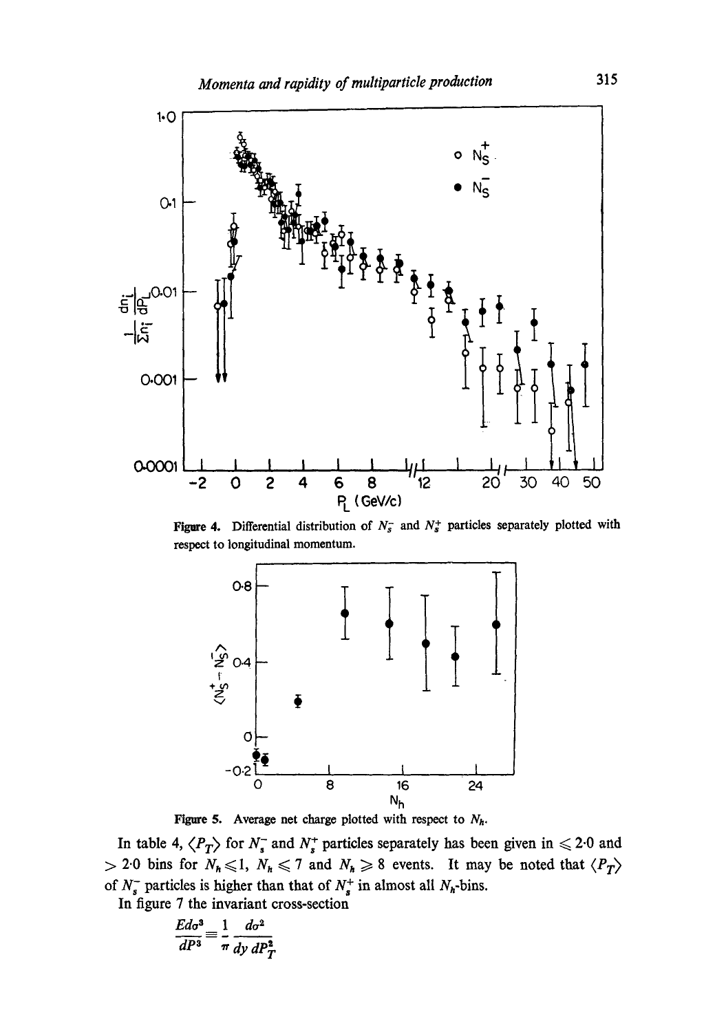Figure 4. Differential distribution of $N_s^-$ and $N_s^+$ particles separately plotted with respect to longitudinal momentum.

Figure 5. Average net charge plotted with respect to $N_h$.

In table 4, $\langle P_T \rangle$ for $N_s^-$ and $N_s^+$ particles separately has been given in $\leqslant 2{\cdot}0$ and $> 2{\cdot}0$ bins for $N_h \leqslant 1$, $N_h \leqslant 7$ and $N_h \geqslant 8$ events. It may be noted that $\langle P_T \rangle$ of $N_s^-$ particles is higher than that of $N_s^+$ in almost all $N_h$-bins.

In figure 7 the invariant cross-section

$$\frac{E d\sigma^3}{dP^3} \equiv \frac{1}{\pi} \frac{d\sigma^2}{dy\, dP_T^2}$$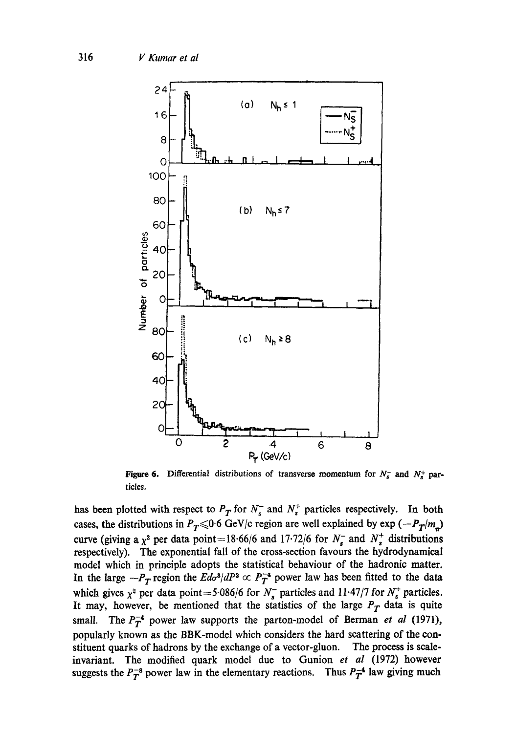Figure 6. Differential distributions of transverse momentum for $N_s^-$ and $N_s^+$ particles.

has been plotted with respect to $P_T$ for $N_s^-$ and $N_s^+$ particles respectively. In both cases, the distributions in $P_T \leqslant 0.6$ GeV/c region are well explained by $\exp(-P_T/m_\pi)$ curve (giving a $\chi^2$ per data point$=18.66/6$ and $17.72/6$ for $N_s^-$ and $N_s^+$ distributions respectively). The exponential fall of the cross-section favours the hydrodynamical model which in principle adopts the statistical behaviour of the hadronic matter. In the large $-P_T$ region the $Ed\sigma^3/dP^3 \propto P_T^{-4}$ power law has been fitted to the data which gives $\chi^2$ per data point$=5.086/6$ for $N_s^-$ particles and $11.47/7$ for $N_s^+$ particles. It may, however, be mentioned that the statistics of the large $P_T$ data is quite small. The $P_T^{-4}$ power law supports the parton-model of Berman *et al* (1971), popularly known as the BBK-model which considers the hard scattering of the constituent quarks of hadrons by the exchange of a vector-gluon. The process is scale-invariant. The modified quark model due to Gunion *et al* (1972) however suggests the $P_T^{-8}$ power law in the elementary reactions. Thus $P_T^{-4}$ law giving much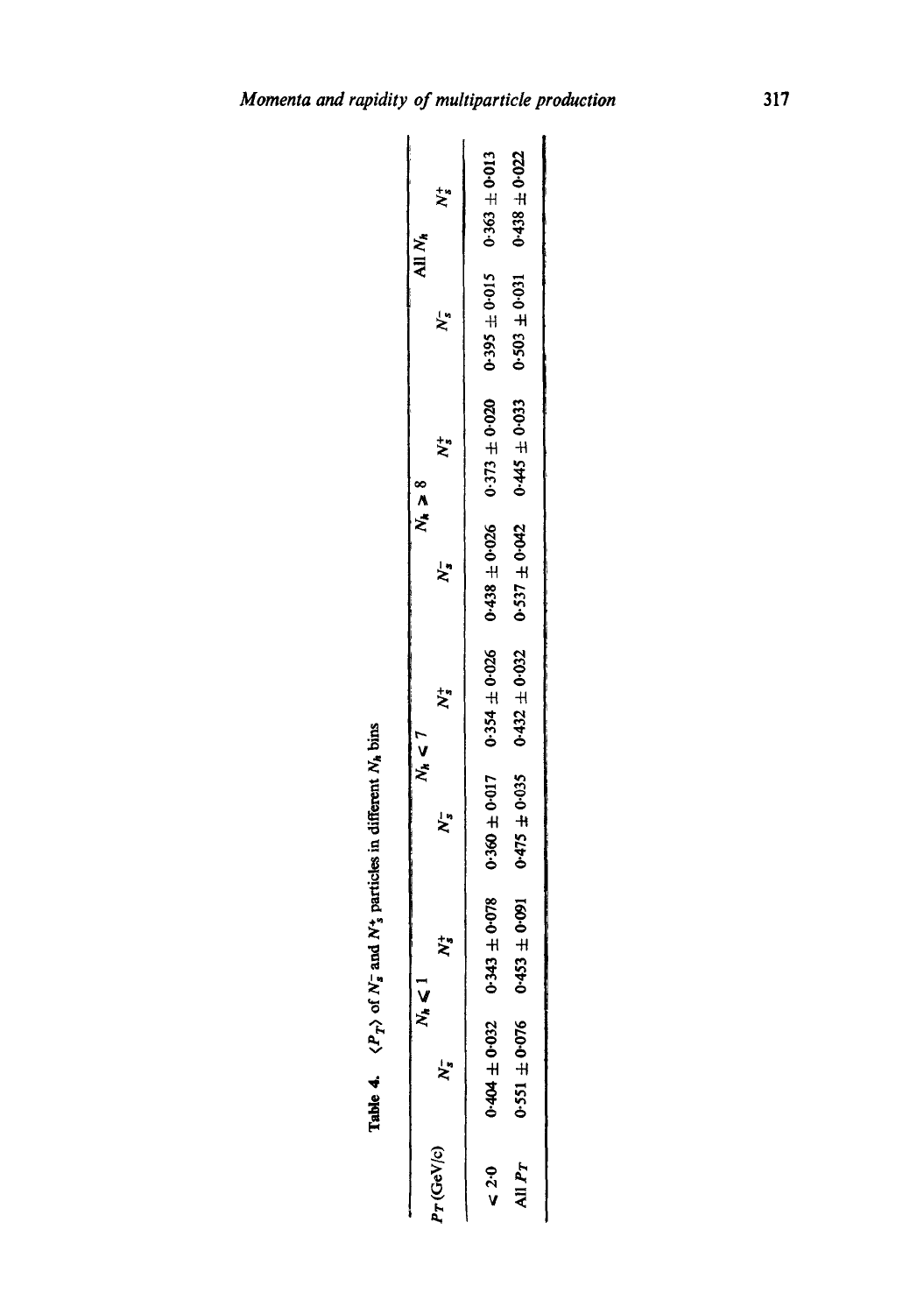**Table 4.** $\langle P_T \rangle$ of $N_s^-$ and $N_s^+$ particles in different $N_h$ bins

| $P_T$ (GeV/c) | $N_h \leqslant 1$ | | $N_h \leqslant 7$ | | $N_h \geqslant 8$ | | All $N_h$ | |
|---|---|---|---|---|---|---|---|---|
| | $N_s^-$ | $N_s^+$ | $N_s^-$ | $N_s^+$ | $N_s^-$ | $N_s^+$ | $N_s^-$ | $N_s^+$ |
| $\leqslant 2{\cdot}0$ | $0{\cdot}404 \pm 0{\cdot}032$ | $0{\cdot}343 \pm 0{\cdot}078$ | $0{\cdot}360 \pm 0{\cdot}017$ | $0{\cdot}354 \pm 0{\cdot}026$ | $0{\cdot}438 \pm 0{\cdot}026$ | $0{\cdot}373 \pm 0{\cdot}020$ | $0{\cdot}395 \pm 0{\cdot}015$ | $0{\cdot}363 \pm 0{\cdot}013$ |
| All $P_T$ | $0{\cdot}551 \pm 0{\cdot}076$ | $0{\cdot}453 \pm 0{\cdot}091$ | $0{\cdot}475 \pm 0{\cdot}035$ | $0{\cdot}432 \pm 0{\cdot}032$ | $0{\cdot}537 \pm 0{\cdot}042$ | $0{\cdot}445 \pm 0{\cdot}033$ | $0{\cdot}503 \pm 0{\cdot}031$ | $0{\cdot}438 \pm 0{\cdot}022$ |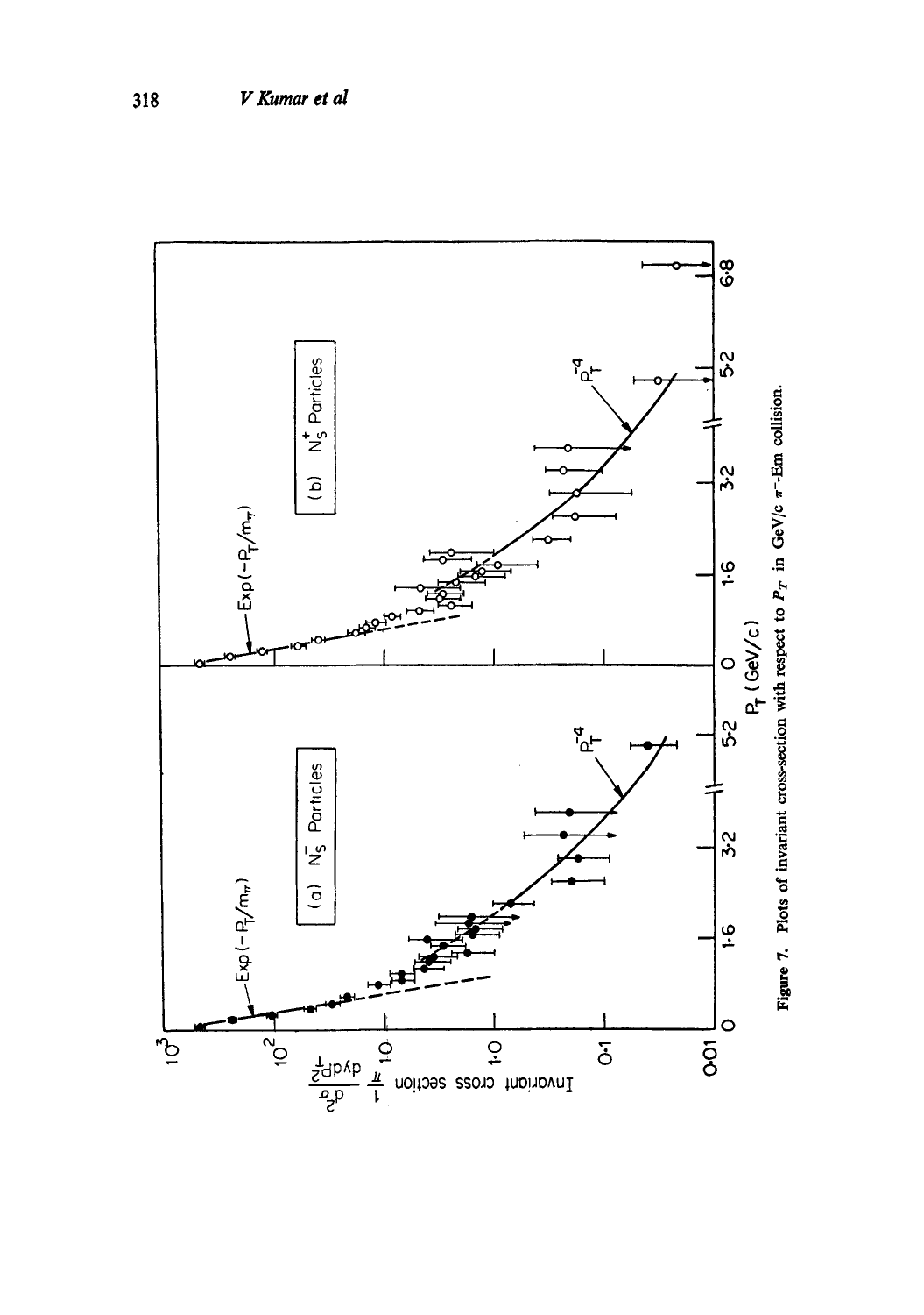**Figure 7.** Plots of invariant cross-section with respect to $P_T$ in GeV/c $\pi^-$-Em collision.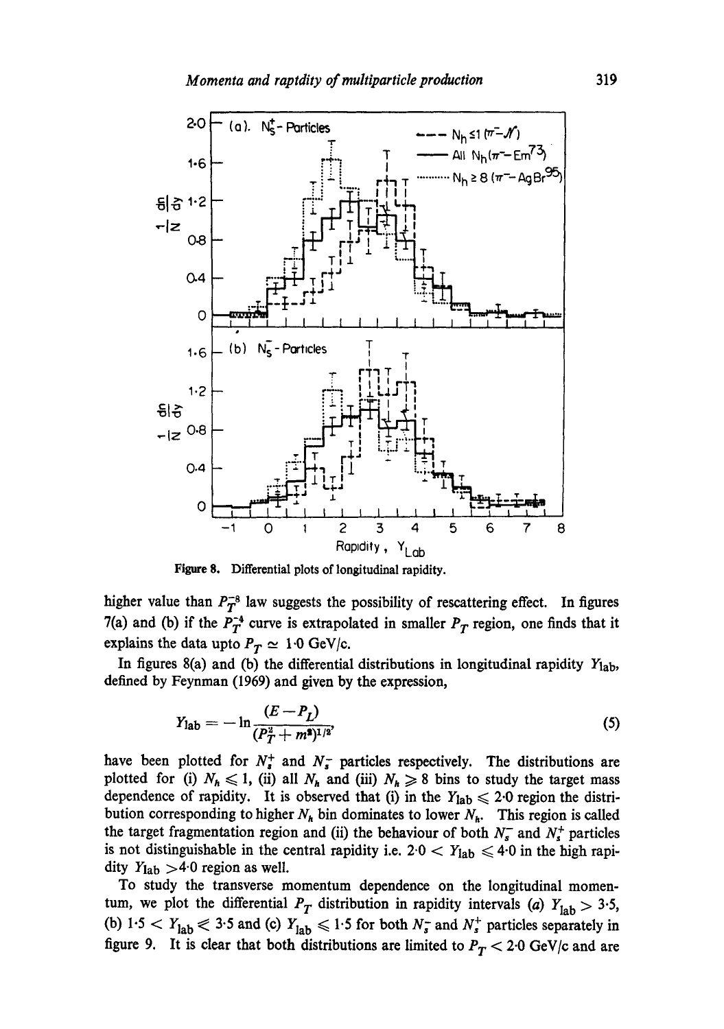Figure 8. Differential plots of longitudinal rapidity.

higher value than $P_T^{-8}$ law suggests the possibility of rescattering effect. In figures 7(a) and (b) if the $P_T^{-4}$ curve is extrapolated in smaller $P_T$ region, one finds that it explains the data upto $P_T \simeq 1{\cdot}0$ GeV/c.

In figures 8(a) and (b) the differential distributions in longitudinal rapidity $Y_{\text{lab}}$, defined by Feynman (1969) and given by the expression,

$$Y_{\text{lab}} = -\ln \frac{(E - P_L)}{(P_T^2 + m^2)^{1/2}}, \tag{5}$$

have been plotted for $N_s^+$ and $N_s^-$ particles respectively. The distributions are plotted for (i) $N_h \leqslant 1$, (ii) all $N_h$ and (iii) $N_h \geqslant 8$ bins to study the target mass dependence of rapidity. It is observed that (i) in the $Y_{\text{lab}} \leqslant 2{\cdot}0$ region the distribution corresponding to higher $N_h$ bin dominates to lower $N_h$. This region is called the target fragmentation region and (ii) the behaviour of both $N_s^-$ and $N_s^+$ particles is not distinguishable in the central rapidity i.e. $2{\cdot}0 < Y_{\text{lab}} \leqslant 4{\cdot}0$ in the high rapidity $Y_{\text{lab}} > 4{\cdot}0$ region as well.

To study the transverse momentum dependence on the longitudinal momentum, we plot the differential $P_T$ distribution in rapidity intervals (*a*) $Y_{\text{lab}} > 3{\cdot}5$, (*b*) $1{\cdot}5 < Y_{\text{lab}} \leqslant 3{\cdot}5$ and (*c*) $Y_{\text{lab}} \leqslant 1{\cdot}5$ for both $N_s^-$ and $N_s^+$ particles separately in figure 9. It is clear that both distributions are limited to $P_T < 2{\cdot}0$ GeV/c and are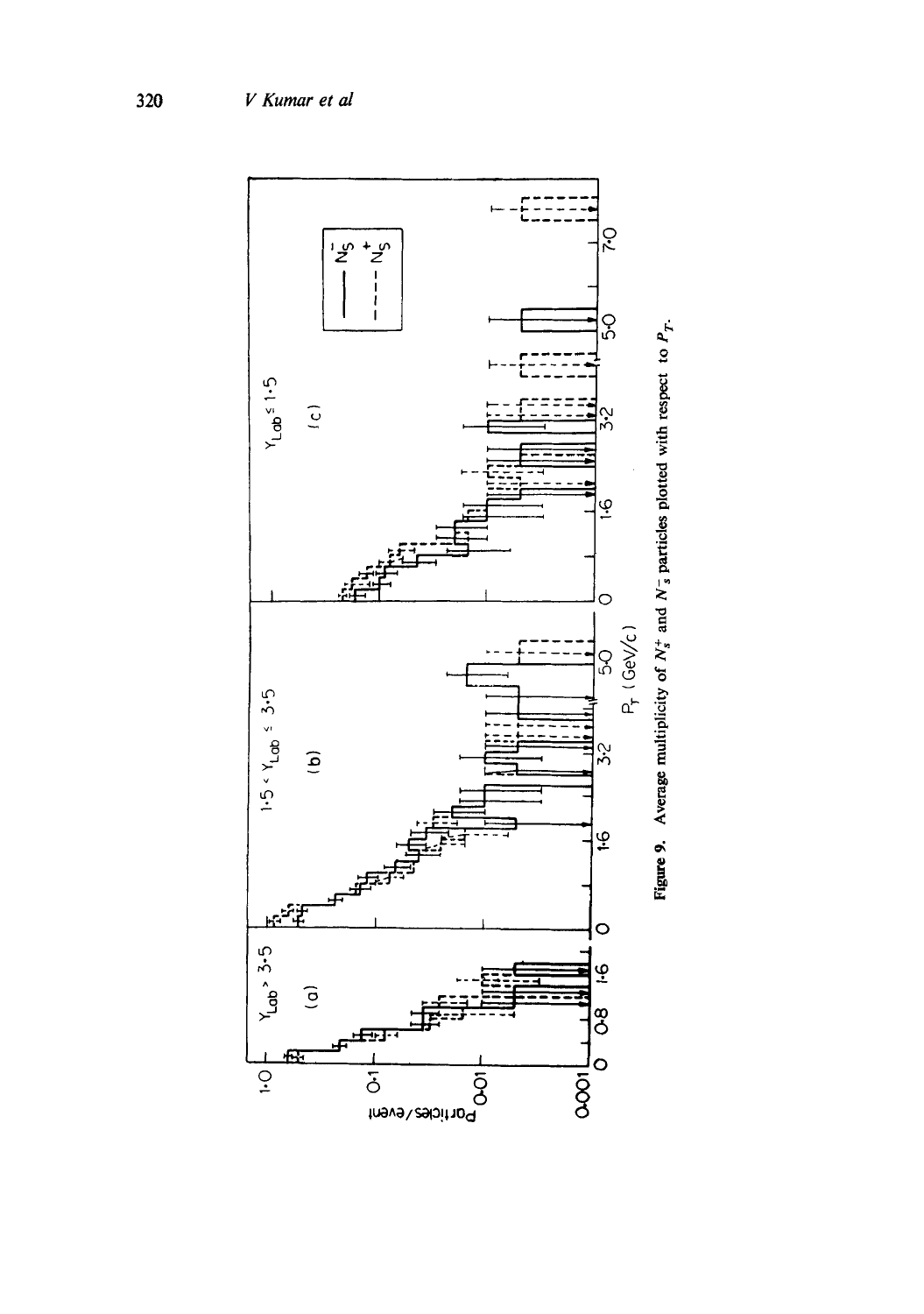**Figure 9.** Average multiplicity of $N_s^+$ and $N_s^-$ particles plotted with respect to $P_T$.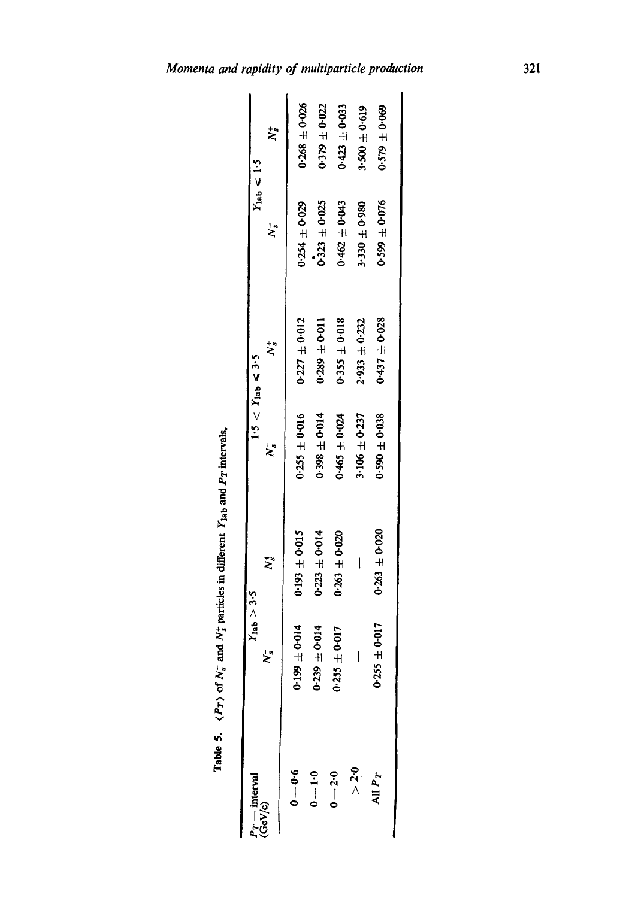**Table 5.** $\langle P_T \rangle$ of $N_s^-$ and $N_s^+$ particles in different $Y_{\text{lab}}$ and $P_T$ intervals.

| $P_T$ — interval (GeV/c) | $Y_{\text{lab}} > 3\cdot5$ | | $1\cdot5 < Y_{\text{lab}} \leq 3\cdot5$ | | $Y_{\text{lab}} \leq 1\cdot5$ | |
|---|---|---|---|---|---|---|
| | $N_s^-$ | $N_s^+$ | $N_s^-$ | $N_s^+$ | $N_s^-$ | $N_s^+$ |
| $0 - 0\cdot6$ | $0\cdot199 \pm 0\cdot014$ | $0\cdot193 \pm 0\cdot015$ | $0\cdot255 \pm 0\cdot016$ | $0\cdot227 \pm 0\cdot012$ | $0\cdot254 \pm 0\cdot029$ | $0\cdot268 \pm 0\cdot026$ |
| $0 - 1\cdot0$ | $0\cdot239 \pm 0\cdot014$ | $0\cdot223 \pm 0\cdot014$ | $0\cdot398 \pm 0\cdot014$ | $0\cdot289 \pm 0\cdot011$ | $0\cdot323 \pm 0\cdot025$ | $0\cdot379 \pm 0\cdot022$ |
| $0 - 2\cdot0$ | $0\cdot255 \pm 0\cdot017$ | $0\cdot263 \pm 0\cdot020$ | $0\cdot465 \pm 0\cdot024$ | $0\cdot355 \pm 0\cdot018$ | $0\cdot462 \pm 0\cdot043$ | $0\cdot423 \pm 0\cdot033$ |
| $> 2\cdot0$ | — | — | $3\cdot106 \pm 0\cdot237$ | $2\cdot933 \pm 0\cdot232$ | $3\cdot330 \pm 0\cdot980$ | $3\cdot500 \pm 0\cdot619$ |
| All $P_T$ | $0\cdot255 \pm 0\cdot017$ | $0\cdot263 \pm 0\cdot020$ | $0\cdot590 \pm 0\cdot038$ | $0\cdot437 \pm 0\cdot028$ | $0\cdot599 \pm 0\cdot076$ | $0\cdot579 \pm 0\cdot069$ |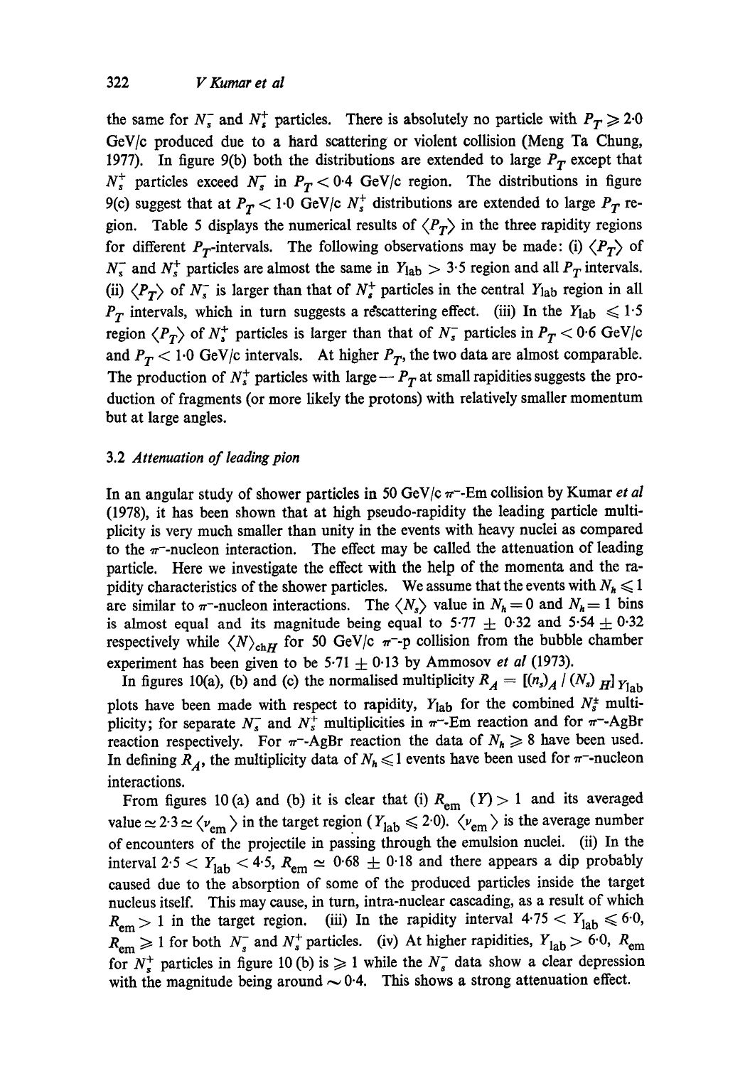the same for $N_s^-$ and $N_s^+$ particles. There is absolutely no particle with $P_T \geqslant 2{\cdot}0$ GeV/c produced due to a hard scattering or violent collision (Meng Ta Chung, 1977). In figure 9(b) both the distributions are extended to large $P_T$ except that $N_s^+$ particles exceed $N_s^-$ in $P_T < 0{\cdot}4$ GeV/c region. The distributions in figure 9(c) suggest that at $P_T < 1{\cdot}0$ GeV/c $N_s^+$ distributions are extended to large $P_T$ region. Table 5 displays the numerical results of $\langle P_T \rangle$ in the three rapidity regions for different $P_T$-intervals. The following observations may be made: (i) $\langle P_T \rangle$ of $N_s^-$ and $N_s^+$ particles are almost the same in $Y_{\text{lab}} > 3{\cdot}5$ region and all $P_T$ intervals. (ii) $\langle P_T \rangle$ of $N_s^-$ is larger than that of $N_s^+$ particles in the central $Y_{\text{lab}}$ region in all $P_T$ intervals, which in turn suggests a rescattering effect. (iii) In the $Y_{\text{lab}} \leqslant 1{\cdot}5$ region $\langle P_T \rangle$ of $N_s^+$ particles is larger than that of $N_s^-$ particles in $P_T < 0{\cdot}6$ GeV/c and $P_T < 1{\cdot}0$ GeV/c intervals. At higher $P_T$, the two data are almost comparable. The production of $N_s^+$ particles with large — $P_T$ at small rapidities suggests the production of fragments (or more likely the protons) with relatively smaller momentum but at large angles.

### 3.2 *Attenuation of leading pion*

In an angular study of shower particles in 50 GeV/c $\pi^-$-Em collision by Kumar *et al* (1978), it has been shown that at high pseudo-rapidity the leading particle multiplicity is very much smaller than unity in the events with heavy nuclei as compared to the $\pi^-$-nucleon interaction. The effect may be called the attenuation of leading particle. Here we investigate the effect with the help of the momenta and the rapidity characteristics of the shower particles. We assume that the events with $N_h \leqslant 1$ are similar to $\pi^-$-nucleon interactions. The $\langle N_s \rangle$ value in $N_h = 0$ and $N_h = 1$ bins is almost equal and its magnitude being equal to $5{\cdot}77 \pm 0{\cdot}32$ and $5{\cdot}54 \pm 0{\cdot}32$ respectively while $\langle N \rangle_{\text{ch}H}$ for 50 GeV/c $\pi^-$-p collision from the bubble chamber experiment has been given to be $5{\cdot}71 \pm 0{\cdot}13$ by Ammosov *et al* (1973).

In figures 10(a), (b) and (c) the normalised multiplicity $R_A = [(n_s)_A \,/\, (N_s)_H]_{Y_{\text{lab}}}$ plots have been made with respect to rapidity, $Y_{\text{lab}}$ for the combined $N_s^{\pm}$ multiplicity; for separate $N_s^-$ and $N_s^+$ multiplicities in $\pi^-$-Em reaction and for $\pi^-$-AgBr reaction respectively. For $\pi^-$-AgBr reaction the data of $N_h \geqslant 8$ have been used. In defining $R_A$, the multiplicity data of $N_h \leqslant 1$ events have been used for $\pi^-$-nucleon interactions.

From figures 10(a) and (b) it is clear that (i) $R_{\text{em}}\ (Y) > 1$ and its averaged value $\simeq 2{\cdot}3 \simeq \langle \nu_{\text{em}} \rangle$ in the target region ($Y_{\text{lab}} \leqslant 2{\cdot}0$). $\langle \nu_{\text{em}} \rangle$ is the average number of encounters of the projectile in passing through the emulsion nuclei. (ii) In the interval $2{\cdot}5 < Y_{\text{lab}} < 4{\cdot}5$, $R_{\text{em}} \simeq 0{\cdot}68 \pm 0{\cdot}18$ and there appears a dip probably caused due to the absorption of some of the produced particles inside the target nucleus itself. This may cause, in turn, intra-nuclear cascading, as a result of which $R_{\text{em}} > 1$ in the target region. (iii) In the rapidity interval $4{\cdot}75 < Y_{\text{lab}} \leqslant 6{\cdot}0$, $R_{\text{em}} \geqslant 1$ for both $N_s^-$ and $N_s^+$ particles. (iv) At higher rapidities, $Y_{\text{lab}} > 6{\cdot}0$, $R_{\text{em}}$ for $N_s^+$ particles in figure 10(b) is $\geqslant 1$ while the $N_s^-$ data show a clear depression with the magnitude being around $\sim 0{\cdot}4$. This shows a strong attenuation effect.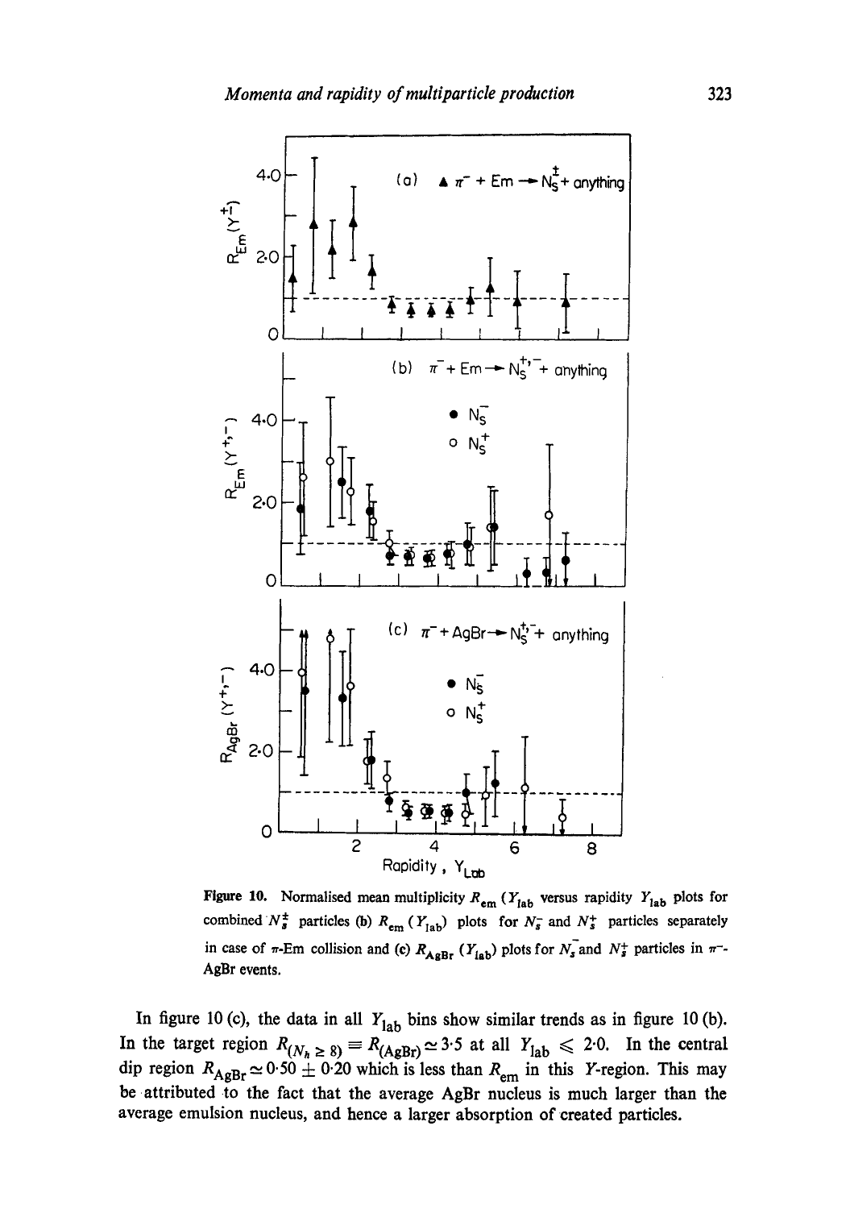**Figure 10.** Normalised mean multiplicity $R_{em}$ ($Y_{lab}$ versus rapidity $Y_{lab}$ plots for combined $N_s^{\pm}$ particles (b) $R_{em}$ ($Y_{lab}$) plots for $N_s^-$ and $N_s^+$ particles separately in case of $\pi$-Em collision and (c) $R_{AgBr}$ ($Y_{lab}$) plots for $N_s^-$ and $N_s^+$ particles in $\pi^-$-AgBr events.

In figure 10 (c), the data in all $Y_{lab}$ bins show similar trends as in figure 10 (b). In the target region $R_{(N_h \geq 8)} \equiv R_{(AgBr)} \simeq 3.5$ at all $Y_{lab} \leqslant 2.0$. In the central dip region $R_{AgBr} \simeq 0.50 \pm 0.20$ which is less than $R_{em}$ in this $Y$-region. This may be attributed to the fact that the average AgBr nucleus is much larger than the average emulsion nucleus, and hence a larger absorption of created particles.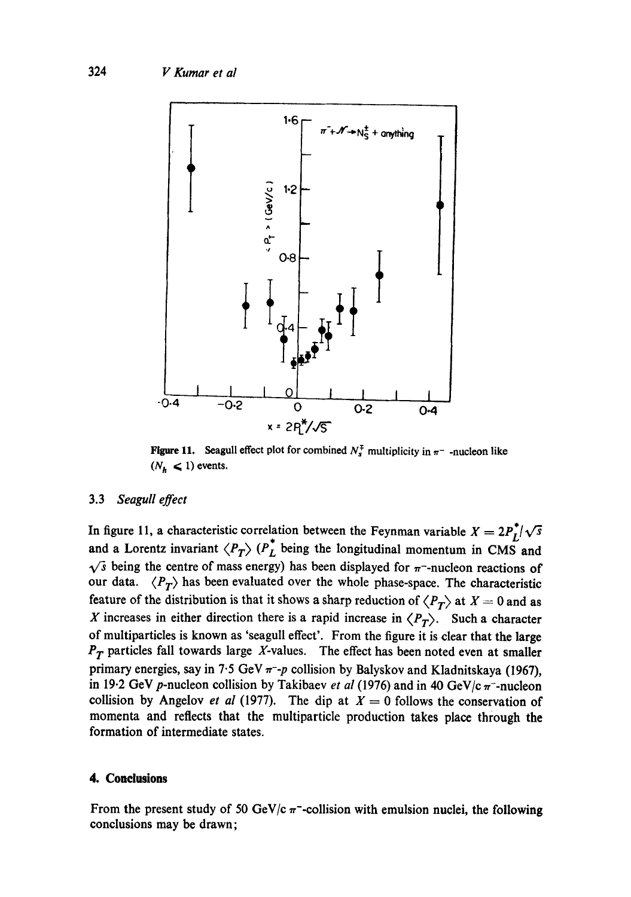Figure 11. Seagull effect plot for combined $N_s^{\mp}$ multiplicity in $\pi^-$ -nucleon like ($N_h \leqslant 1$) events.

### 3.3 *Seagull effect*

In figure 11, a characteristic correlation between the Feynman variable $X = 2P_L^*/\sqrt{s}$ and a Lorentz invariant $\langle P_T \rangle$ ($P_L^*$ being the longitudinal momentum in CMS and $\sqrt{s}$ being the centre of mass energy) has been displayed for $\pi^-$-nucleon reactions of our data. $\langle P_T \rangle$ has been evaluated over the whole phase-space. The characteristic feature of the distribution is that it shows a sharp reduction of $\langle P_T \rangle$ at $X = 0$ and as $X$ increases in either direction there is a rapid increase in $\langle P_T \rangle$. Such a character of multiparticles is known as 'seagull effect'. From the figure it is clear that the large $P_T$ particles fall towards large $X$-values. The effect has been noted even at smaller primary energies, say in 7·5 GeV $\pi^-$-$p$ collision by Balyskov and Kladnitskaya (1967), in 19·2 GeV $p$-nucleon collision by Takibaev *et al* (1976) and in 40 GeV/c $\pi^-$-nucleon collision by Angelov *et al* (1977). The dip at $X = 0$ follows the conservation of momenta and reflects that the multiparticle production takes place through the formation of intermediate states.

## 4. Conclusions

From the present study of 50 GeV/c $\pi^-$-collision with emulsion nuclei, the following conclusions may be drawn;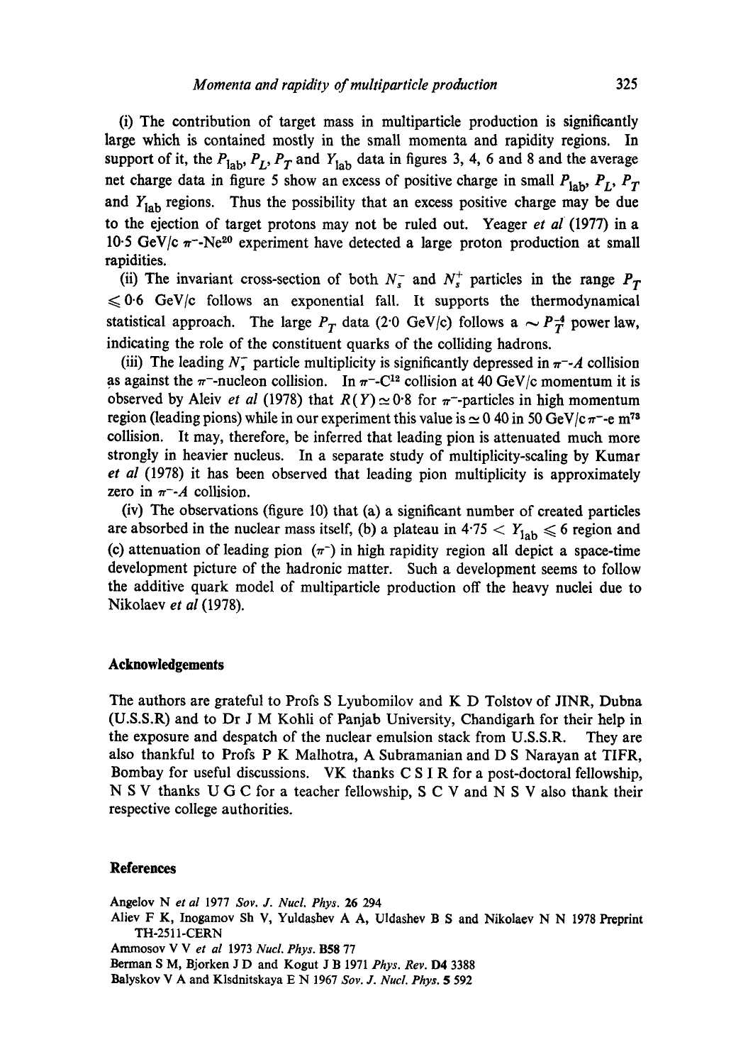(i) The contribution of target mass in multiparticle production is significantly large which is contained mostly in the small momenta and rapidity regions. In support of it, the $P_{\rm lab}$, $P_L$, $P_T$ and $Y_{\rm lab}$ data in figures 3, 4, 6 and 8 and the average net charge data in figure 5 show an excess of positive charge in small $P_{\rm lab}$, $P_L$, $P_T$ and $Y_{\rm lab}$ regions. Thus the possibility that an excess positive charge may be due to the ejection of target protons may not be ruled out. Yeager *et al* (1977) in a 10·5 GeV/c $\pi^-$-$Ne^{20}$ experiment have detected a large proton production at small rapidities.

(ii) The invariant cross-section of both $N_s^-$ and $N_s^+$ particles in the range $P_T \leqslant 0{\cdot}6$ GeV/c follows an exponential fall. It supports the thermodynamical statistical approach. The large $P_T$ data (2·0 GeV/c) follows a $\sim P_T^{-4}$ power law, indicating the role of the constituent quarks of the colliding hadrons.

(iii) The leading $N_s^-$ particle multiplicity is significantly depressed in $\pi^-$-$A$ collision as against the $\pi^-$-nucleon collision. In $\pi^-$-$C^{12}$ collision at 40 GeV/c momentum it is observed by Aleiv *et al* (1978) that $R(Y) \simeq 0{\cdot}8$ for $\pi^-$-particles in high momentum region (leading pions) while in our experiment this value is $\simeq 0\ 40$ in 50 GeV/c $\pi^-$-e $m^{73}$ collision. It may, therefore, be inferred that leading pion is attenuated much more strongly in heavier nucleus. In a separate study of multiplicity-scaling by Kumar *et al* (1978) it has been observed that leading pion multiplicity is approximately zero in $\pi^-$-$A$ collision.

(iv) The observations (figure 10) that (a) a significant number of created particles are absorbed in the nuclear mass itself, (b) a plateau in $4{\cdot}75 < Y_{\rm lab} \leqslant 6$ region and (c) attenuation of leading pion ($\pi^-$) in high rapidity region all depict a space-time development picture of the hadronic matter. Such a development seems to follow the additive quark model of multiparticle production off the heavy nuclei due to Nikolaev *et al* (1978).

## Acknowledgements

The authors are grateful to Profs S Lyubomilov and K D Tolstov of JINR, Dubna (U.S.S.R) and to Dr J M Kohli of Panjab University, Chandigarh for their help in the exposure and despatch of the nuclear emulsion stack from U.S.S.R. They are also thankful to Profs P K Malhotra, A Subramanian and D S Narayan at TIFR, Bombay for useful discussions. VK thanks C S I R for a post-doctoral fellowship, N S V thanks U G C for a teacher fellowship, S C V and N S V also thank their respective college authorities.

## References

Angelov N *et al* 1977 *Sov. J. Nucl. Phys.* **26** 294

Aliev F K, Inogamov Sh V, Yuldashev A A, Uldashev B S and Nikolaev N N 1978 Preprint TH-2511-CERN

Ammosov V V *et al* 1973 *Nucl. Phys.* **B58** 77

Berman S M, Bjorken J D and Kogut J B 1971 *Phys. Rev.* **D4** 3388

Balyskov V A and Klsdnitskaya E N 1967 *Sov. J. Nucl. Phys.* **5** 592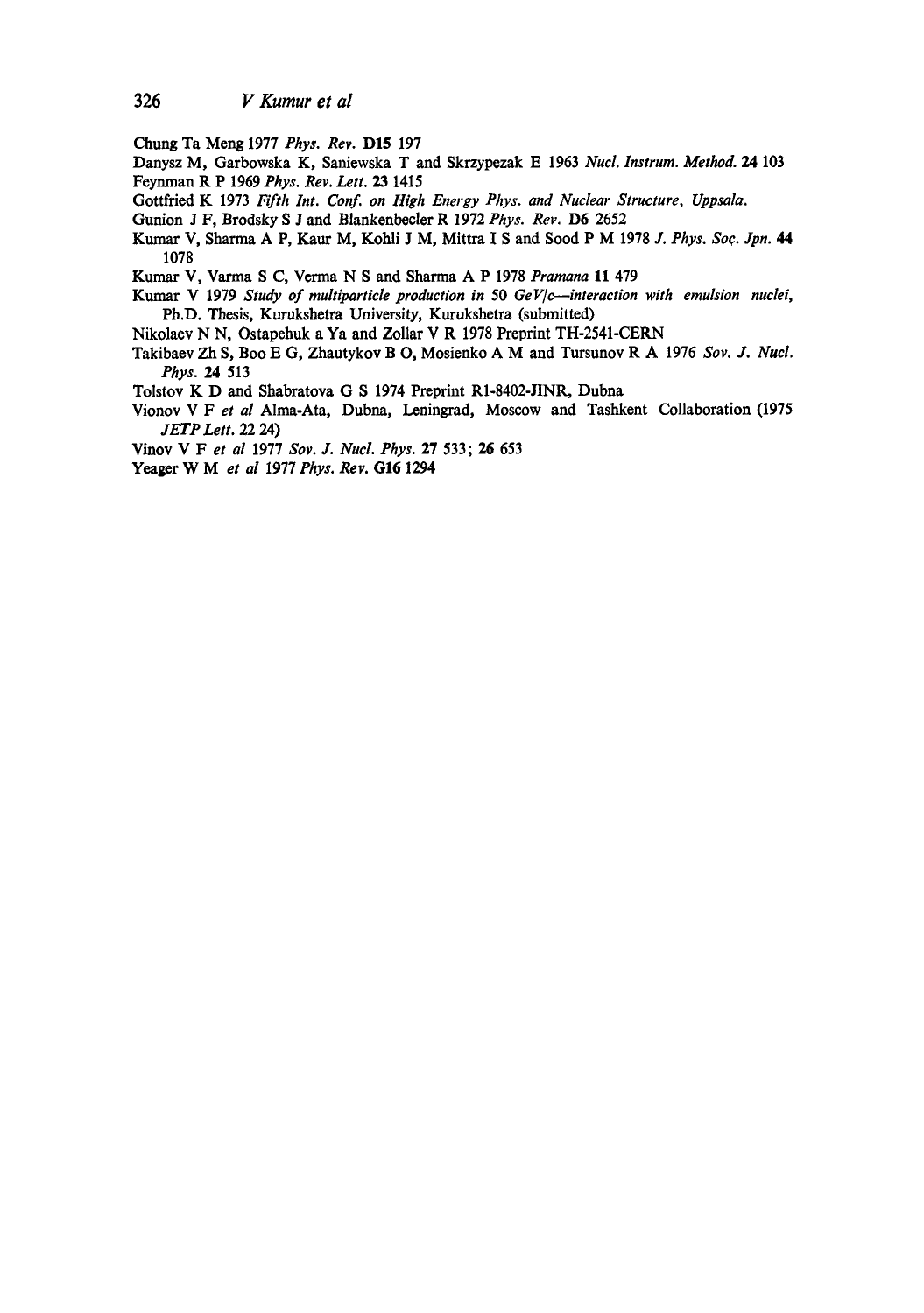Chung Ta Meng 1977 *Phys. Rev.* **D15** 197

Danysz M, Garbowska K, Saniewska T and Skrzypezak E 1963 *Nucl. Instrum. Method.* **24** 103

Feynman R P 1969 *Phys. Rev. Lett.* **23** 1415

Gottfried K 1973 *Fifth Int. Conf. on High Energy Phys. and Nuclear Structure, Uppsala.*

Gunion J F, Brodsky S J and Blankenbecler R 1972 *Phys. Rev.* **D6** 2652

Kumar V, Sharma A P, Kaur M, Kohli J M, Mittra I S and Sood P M 1978 *J. Phys. Soç. Jpn.* **44** 1078

Kumar V, Varma S C, Verma N S and Sharma A P 1978 *Pramana* **11** 479

Kumar V 1979 *Study of multiparticle production in 50 GeV/c—interaction with emulsion nuclei*, Ph.D. Thesis, Kurukshetra University, Kurukshetra (submitted)

Nikolaev N N, Ostapchuk a Ya and Zollar V R 1978 Preprint TH-2541-CERN

Takibaev Zh S, Boo E G, Zhautykov B O, Mosienko A M and Tursunov R A 1976 *Sov. J. Nucl. Phys.* **24** 513

Tolstov K D and Shabratova G S 1974 Preprint R1-8402-JINR, Dubna

Vionov V F *et al* Alma-Ata, Dubna, Leningrad, Moscow and Tashkent Collaboration (1975 *JETP Lett.* 22 24)

Vinov V F *et al* 1977 *Sov. J. Nucl. Phys.* **27** 533; **26** 653

Yeager W M *et al* 1977 *Phys. Rev.* **G16** 1294